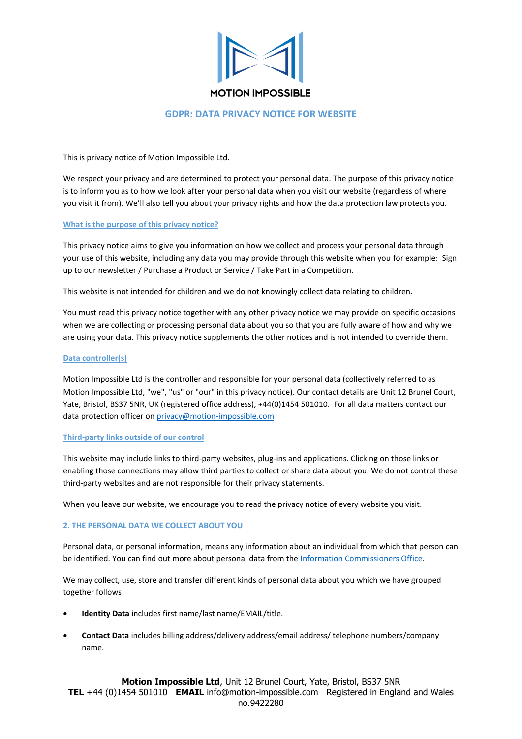MOTION IMPOSSIBLE

# GDPR: DATA PRIVACY NOTICE FOR WEBSITE

This is privacy notice of Motion Impossible Ltd.

We respect your privacy and are determined to protect your personal data. The purpose of this privacy notice is to inform you as to how we look after your personal data when you visit our website (regardless of where you visit it from). We'll also tell you about your privacy rights and how the data protection law protects you.

## What is the purpose of this privacy notice?

This privacy notice aims to give you information on how we collect and process your personal data through your use of this website, including any data you may provide through this website when you for example: Sign up to our newsletter / Purchase a Product or Service / Take Part in a Competition.

This website is not intended for children and we do not knowingly collect data relating to children.

You must read this privacy notice together with any other privacy notice we may provide on specific occasions when we are collecting or processing personal data about you so that you are fully aware of how and why we are using your data. This privacy notice supplements the other notices and is not intended to override them.

## Data controller(s)

Motion Impossible Ltd is the controller and responsible for your personal data (collectively referred to as Motion Impossible Ltd, "we", "us" or "our" in this privacy notice). Our contact details are Unit 12 Brunel Court, Yate, Bristol, BS37 5NR, UK (registered office address), +44(0)1454 501010. For all data matters contact our data protection officer on privacy@motion-impossible.com

## Third-party links outside of our control

This website may include links to third-party websites, plug-ins and applications. Clicking on those links or enabling those connections may allow third parties to collect or share data about you. We do not control these third-party websites and are not responsible for their privacy statements.

When you leave our website, we encourage you to read the privacy notice of every website you visit.

## 2. THE PERSONAL DATA WE COLLECT ABOUT YOU

Personal data, or personal information, means any information about an individual from which that person can be identified. You can find out more about personal data from the Information Commissioners Office.

We may collect, use, store and transfer different kinds of personal data about you which we have grouped together follows

- **Identity Data** includes first name/last name/EMAIL/title.
- **Contact Data** includes billing address/delivery address/email address/ telephone numbers/company name.

**Motion Impossible Ltd**, Unit 12 Brunel Court, Yate, Bristol, BS37 5NR
**TEL** +44 (0)1454 501010 **EMAIL** info@motion-impossible.com Registered in England and Wales no.9422280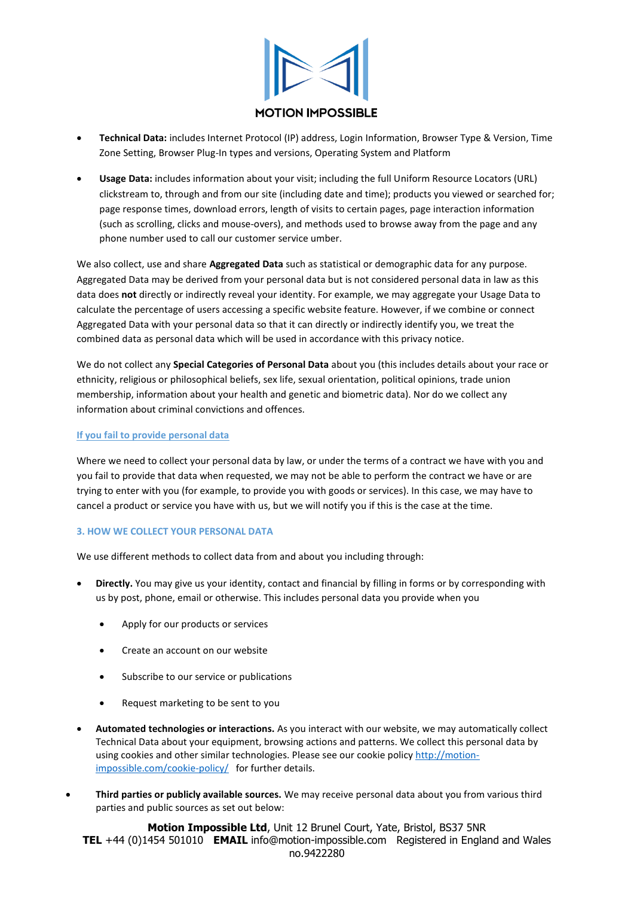- **Technical Data:** includes Internet Protocol (IP) address, Login Information, Browser Type & Version, Time Zone Setting, Browser Plug-In types and versions, Operating System and Platform

- **Usage Data:** includes information about your visit; including the full Uniform Resource Locators (URL) clickstream to, through and from our site (including date and time); products you viewed or searched for; page response times, download errors, length of visits to certain pages, page interaction information (such as scrolling, clicks and mouse-overs), and methods used to browse away from the page and any phone number used to call our customer service umber.

We also collect, use and share **Aggregated Data** such as statistical or demographic data for any purpose. Aggregated Data may be derived from your personal data but is not considered personal data in law as this data does **not** directly or indirectly reveal your identity. For example, we may aggregate your Usage Data to calculate the percentage of users accessing a specific website feature. However, if we combine or connect Aggregated Data with your personal data so that it can directly or indirectly identify you, we treat the combined data as personal data which will be used in accordance with this privacy notice.

We do not collect any **Special Categories of Personal Data** about you (this includes details about your race or ethnicity, religious or philosophical beliefs, sex life, sexual orientation, political opinions, trade union membership, information about your health and genetic and biometric data). Nor do we collect any information about criminal convictions and offences.

### If you fail to provide personal data

Where we need to collect your personal data by law, or under the terms of a contract we have with you and you fail to provide that data when requested, we may not be able to perform the contract we have or are trying to enter with you (for example, to provide you with goods or services). In this case, we may have to cancel a product or service you have with us, but we will notify you if this is the case at the time.

## 3. HOW WE COLLECT YOUR PERSONAL DATA

We use different methods to collect data from and about you including through:

- **Directly.** You may give us your identity, contact and financial by filling in forms or by corresponding with us by post, phone, email or otherwise. This includes personal data you provide when you
  - Apply for our products or services
  - Create an account on our website
  - Subscribe to our service or publications
  - Request marketing to be sent to you
- **Automated technologies or interactions.** As you interact with our website, we may automatically collect Technical Data about your equipment, browsing actions and patterns. We collect this personal data by using cookies and other similar technologies. Please see our cookie policy [http://motion-impossible.com/cookie-policy/](http://motion-impossible.com/cookie-policy/) for further details.
- **Third parties or publicly available sources.** We may receive personal data about you from various third parties and public sources as set out below: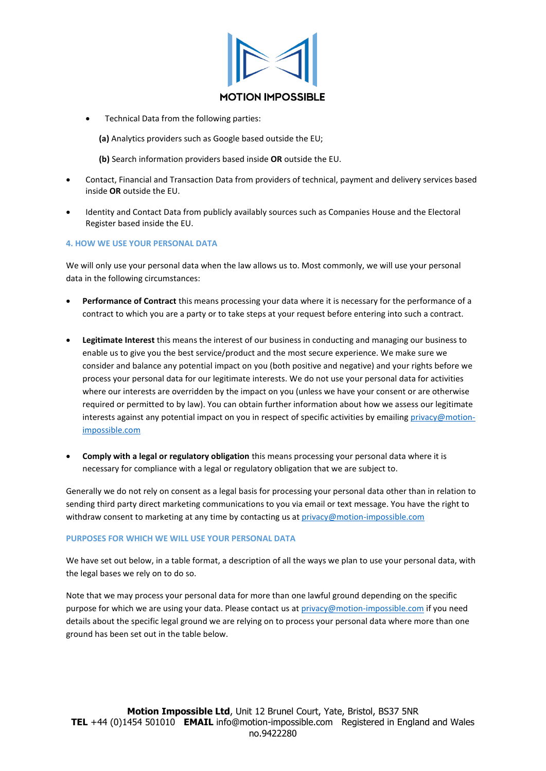- Technical Data from the following parties:

  **(a)** Analytics providers such as Google based outside the EU;

  **(b)** Search information providers based inside **OR** outside the EU.

- Contact, Financial and Transaction Data from providers of technical, payment and delivery services based inside **OR** outside the EU.

- Identity and Contact Data from publicly availably sources such as Companies House and the Electoral Register based inside the EU.

## 4. HOW WE USE YOUR PERSONAL DATA

We will only use your personal data when the law allows us to. Most commonly, we will use your personal data in the following circumstances:

- **Performance of Contract** this means processing your data where it is necessary for the performance of a contract to which you are a party or to take steps at your request before entering into such a contract.

- **Legitimate Interest** this means the interest of our business in conducting and managing our business to enable us to give you the best service/product and the most secure experience. We make sure we consider and balance any potential impact on you (both positive and negative) and your rights before we process your personal data for our legitimate interests. We do not use your personal data for activities where our interests are overridden by the impact on you (unless we have your consent or are otherwise required or permitted to by law). You can obtain further information about how we assess our legitimate interests against any potential impact on you in respect of specific activities by emailing privacy@motion-impossible.com

- **Comply with a legal or regulatory obligation** this means processing your personal data where it is necessary for compliance with a legal or regulatory obligation that we are subject to.

Generally we do not rely on consent as a legal basis for processing your personal data other than in relation to sending third party direct marketing communications to you via email or text message. You have the right to withdraw consent to marketing at any time by contacting us at privacy@motion-impossible.com

## PURPOSES FOR WHICH WE WILL USE YOUR PERSONAL DATA

We have set out below, in a table format, a description of all the ways we plan to use your personal data, with the legal bases we rely on to do so.

Note that we may process your personal data for more than one lawful ground depending on the specific purpose for which we are using your data. Please contact us at privacy@motion-impossible.com if you need details about the specific legal ground we are relying on to process your personal data where more than one ground has been set out in the table below.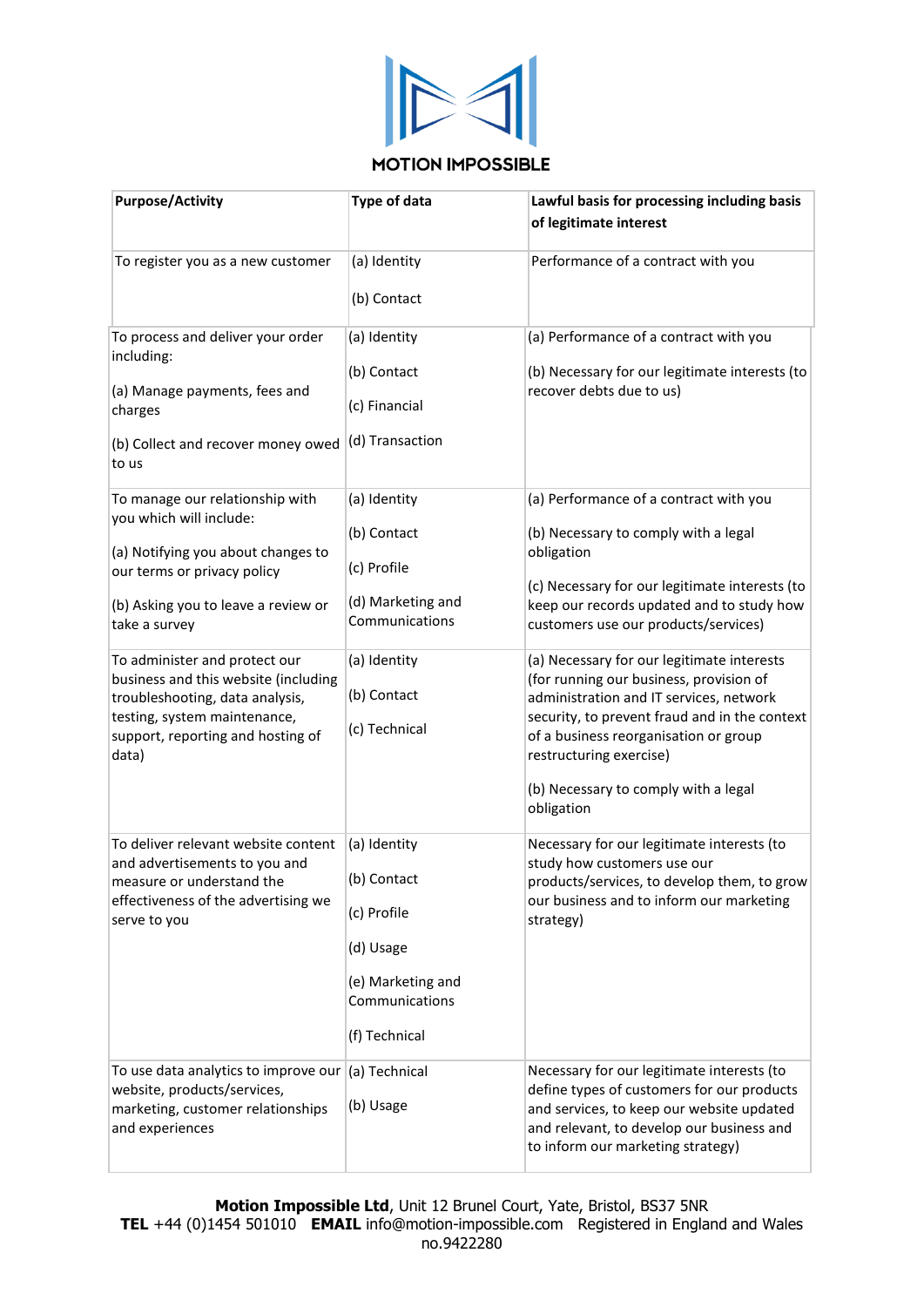| Purpose/Activity | Type of data | Lawful basis for processing including basis of legitimate interest |
|---|---|---|
| To register you as a new customer | (a) Identity<br><br>(b) Contact | Performance of a contract with you |
| To process and deliver your order including:<br><br>(a) Manage payments, fees and charges<br><br>(b) Collect and recover money owed to us | (a) Identity<br><br>(b) Contact<br><br>(c) Financial<br><br>(d) Transaction | (a) Performance of a contract with you<br><br>(b) Necessary for our legitimate interests (to recover debts due to us) |
| To manage our relationship with you which will include:<br><br>(a) Notifying you about changes to our terms or privacy policy<br><br>(b) Asking you to leave a review or take a survey | (a) Identity<br><br>(b) Contact<br><br>(c) Profile<br><br>(d) Marketing and Communications | (a) Performance of a contract with you<br><br>(b) Necessary to comply with a legal obligation<br><br>(c) Necessary for our legitimate interests (to keep our records updated and to study how customers use our products/services) |
| To administer and protect our business and this website (including troubleshooting, data analysis, testing, system maintenance, support, reporting and hosting of data) | (a) Identity<br><br>(b) Contact<br><br>(c) Technical | (a) Necessary for our legitimate interests (for running our business, provision of administration and IT services, network security, to prevent fraud and in the context of a business reorganisation or group restructuring exercise)<br><br>(b) Necessary to comply with a legal obligation |
| To deliver relevant website content and advertisements to you and measure or understand the effectiveness of the advertising we serve to you | (a) Identity<br><br>(b) Contact<br><br>(c) Profile<br><br>(d) Usage<br><br>(e) Marketing and Communications<br><br>(f) Technical | Necessary for our legitimate interests (to study how customers use our products/services, to develop them, to grow our business and to inform our marketing strategy) |
| To use data analytics to improve our website, products/services, marketing, customer relationships and experiences | (a) Technical<br><br>(b) Usage | Necessary for our legitimate interests (to define types of customers for our products and services, to keep our website updated and relevant, to develop our business and to inform our marketing strategy) |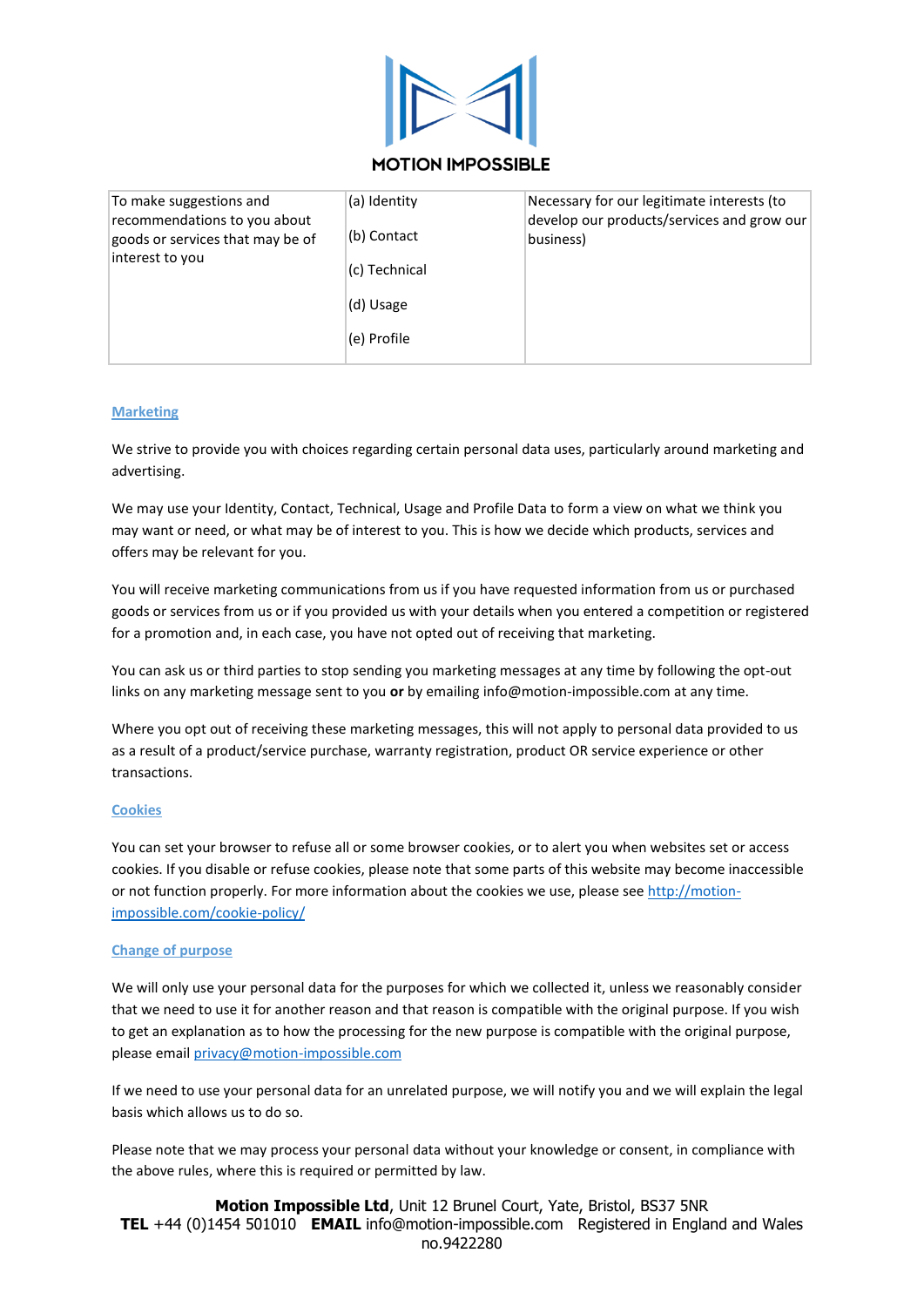| To make suggestions and recommendations to you about goods or services that may be of interest to you | (a) Identity<br>(b) Contact<br>(c) Technical<br>(d) Usage<br>(e) Profile | Necessary for our legitimate interests (to develop our products/services and grow our business) |
|---|---|---|

### Marketing

We strive to provide you with choices regarding certain personal data uses, particularly around marketing and advertising.

We may use your Identity, Contact, Technical, Usage and Profile Data to form a view on what we think you may want or need, or what may be of interest to you. This is how we decide which products, services and offers may be relevant for you.

You will receive marketing communications from us if you have requested information from us or purchased goods or services from us or if you provided us with your details when you entered a competition or registered for a promotion and, in each case, you have not opted out of receiving that marketing.

You can ask us or third parties to stop sending you marketing messages at any time by following the opt-out links on any marketing message sent to you **or** by emailing info@motion-impossible.com at any time.

Where you opt out of receiving these marketing messages, this will not apply to personal data provided to us as a result of a product/service purchase, warranty registration, product OR service experience or other transactions.

### Cookies

You can set your browser to refuse all or some browser cookies, or to alert you when websites set or access cookies. If you disable or refuse cookies, please note that some parts of this website may become inaccessible or not function properly. For more information about the cookies we use, please see http://motion-impossible.com/cookie-policy/

### Change of purpose

We will only use your personal data for the purposes for which we collected it, unless we reasonably consider that we need to use it for another reason and that reason is compatible with the original purpose. If you wish to get an explanation as to how the processing for the new purpose is compatible with the original purpose, please email privacy@motion-impossible.com

If we need to use your personal data for an unrelated purpose, we will notify you and we will explain the legal basis which allows us to do so.

Please note that we may process your personal data without your knowledge or consent, in compliance with the above rules, where this is required or permitted by law.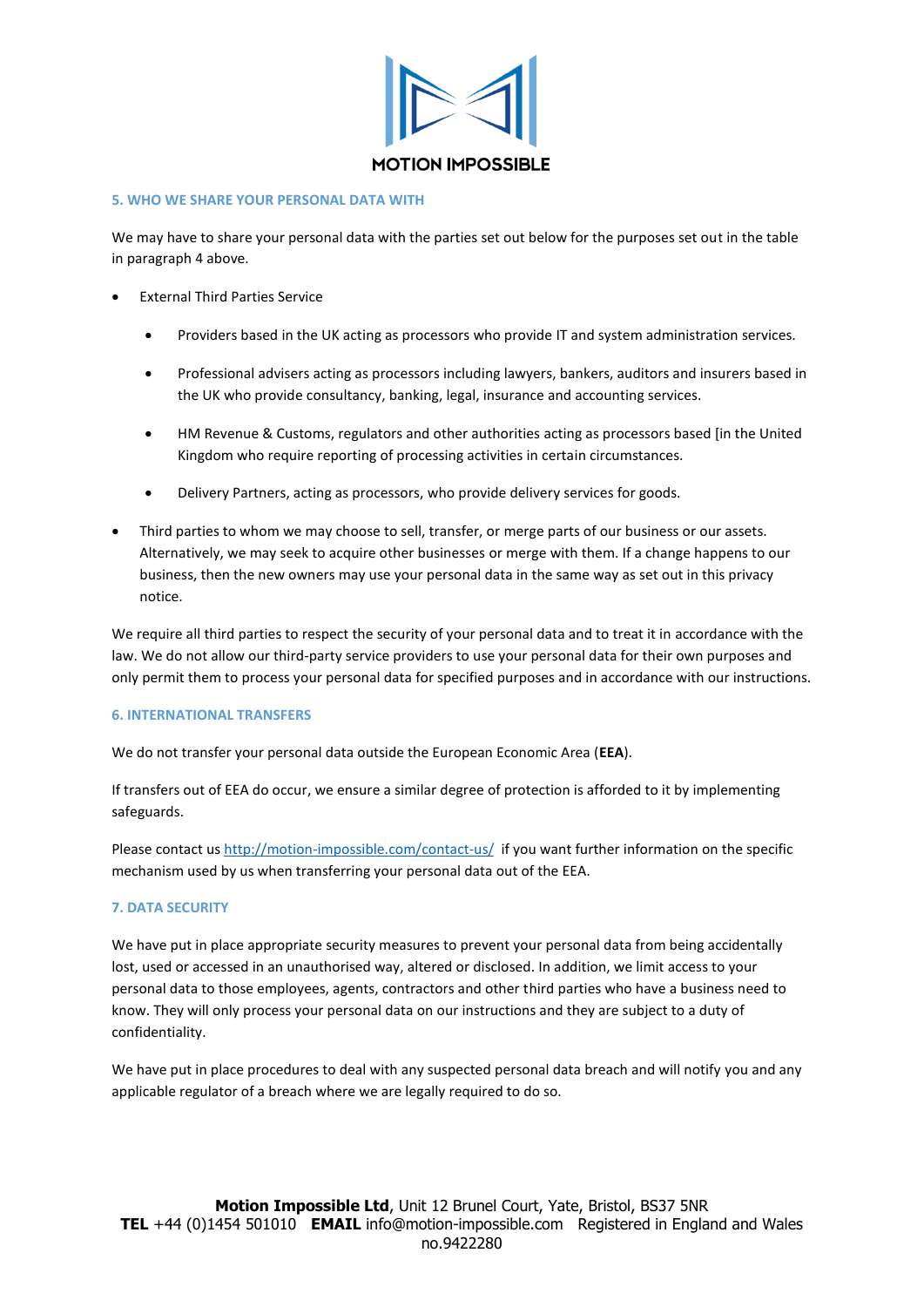## 5. WHO WE SHARE YOUR PERSONAL DATA WITH

We may have to share your personal data with the parties set out below for the purposes set out in the table in paragraph 4 above.

- External Third Parties Service
  - Providers based in the UK acting as processors who provide IT and system administration services.
  - Professional advisers acting as processors including lawyers, bankers, auditors and insurers based in the UK who provide consultancy, banking, legal, insurance and accounting services.
  - HM Revenue & Customs, regulators and other authorities acting as processors based [in the United Kingdom who require reporting of processing activities in certain circumstances.
  - Delivery Partners, acting as processors, who provide delivery services for goods.
- Third parties to whom we may choose to sell, transfer, or merge parts of our business or our assets. Alternatively, we may seek to acquire other businesses or merge with them. If a change happens to our business, then the new owners may use your personal data in the same way as set out in this privacy notice.

We require all third parties to respect the security of your personal data and to treat it in accordance with the law. We do not allow our third-party service providers to use your personal data for their own purposes and only permit them to process your personal data for specified purposes and in accordance with our instructions.

## 6. INTERNATIONAL TRANSFERS

We do not transfer your personal data outside the European Economic Area (**EEA**).

If transfers out of EEA do occur, we ensure a similar degree of protection is afforded to it by implementing safeguards.

Please contact us http://motion-impossible.com/contact-us/ if you want further information on the specific mechanism used by us when transferring your personal data out of the EEA.

## 7. DATA SECURITY

We have put in place appropriate security measures to prevent your personal data from being accidentally lost, used or accessed in an unauthorised way, altered or disclosed. In addition, we limit access to your personal data to those employees, agents, contractors and other third parties who have a business need to know. They will only process your personal data on our instructions and they are subject to a duty of confidentiality.

We have put in place procedures to deal with any suspected personal data breach and will notify you and any applicable regulator of a breach where we are legally required to do so.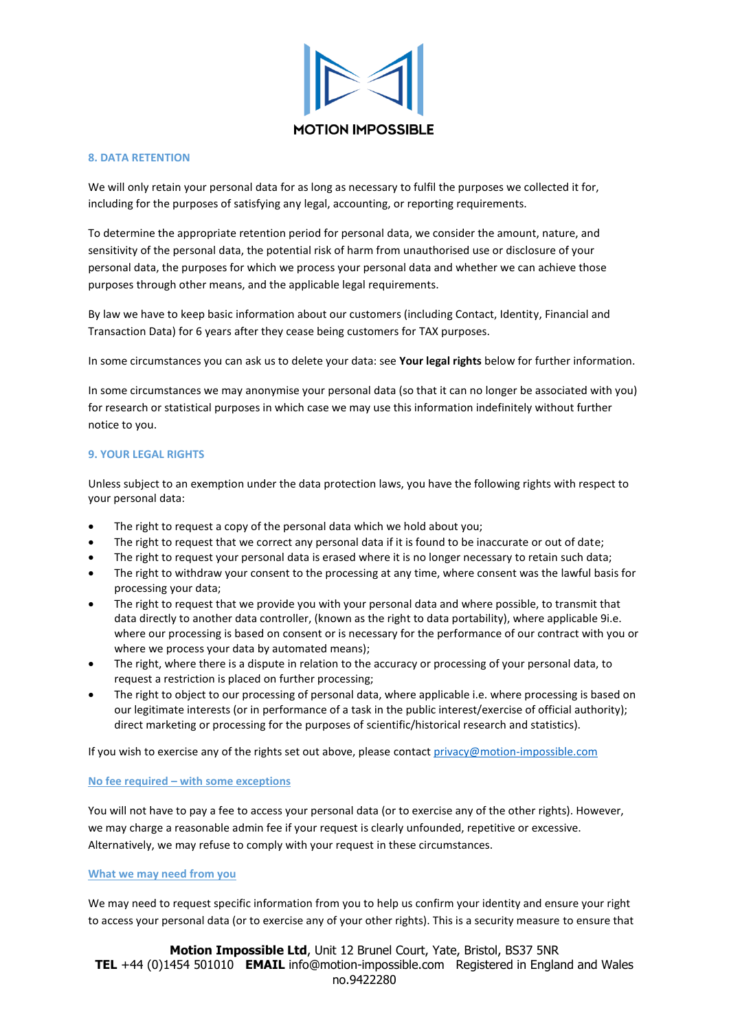## 8. DATA RETENTION

We will only retain your personal data for as long as necessary to fulfil the purposes we collected it for, including for the purposes of satisfying any legal, accounting, or reporting requirements.

To determine the appropriate retention period for personal data, we consider the amount, nature, and sensitivity of the personal data, the potential risk of harm from unauthorised use or disclosure of your personal data, the purposes for which we process your personal data and whether we can achieve those purposes through other means, and the applicable legal requirements.

By law we have to keep basic information about our customers (including Contact, Identity, Financial and Transaction Data) for 6 years after they cease being customers for TAX purposes.

In some circumstances you can ask us to delete your data: see **Your legal rights** below for further information.

In some circumstances we may anonymise your personal data (so that it can no longer be associated with you) for research or statistical purposes in which case we may use this information indefinitely without further notice to you.

## 9. YOUR LEGAL RIGHTS

Unless subject to an exemption under the data protection laws, you have the following rights with respect to your personal data:

- The right to request a copy of the personal data which we hold about you;
- The right to request that we correct any personal data if it is found to be inaccurate or out of date;
- The right to request your personal data is erased where it is no longer necessary to retain such data;
- The right to withdraw your consent to the processing at any time, where consent was the lawful basis for processing your data;
- The right to request that we provide you with your personal data and where possible, to transmit that data directly to another data controller, (known as the right to data portability), where applicable 9i.e. where our processing is based on consent or is necessary for the performance of our contract with you or where we process your data by automated means);
- The right, where there is a dispute in relation to the accuracy or processing of your personal data, to request a restriction is placed on further processing;
- The right to object to our processing of personal data, where applicable i.e. where processing is based on our legitimate interests (or in performance of a task in the public interest/exercise of official authority); direct marketing or processing for the purposes of scientific/historical research and statistics).

If you wish to exercise any of the rights set out above, please contact privacy@motion-impossible.com

### No fee required – with some exceptions

You will not have to pay a fee to access your personal data (or to exercise any of the other rights). However, we may charge a reasonable admin fee if your request is clearly unfounded, repetitive or excessive. Alternatively, we may refuse to comply with your request in these circumstances.

### What we may need from you

We may need to request specific information from you to help us confirm your identity and ensure your right to access your personal data (or to exercise any of your other rights). This is a security measure to ensure that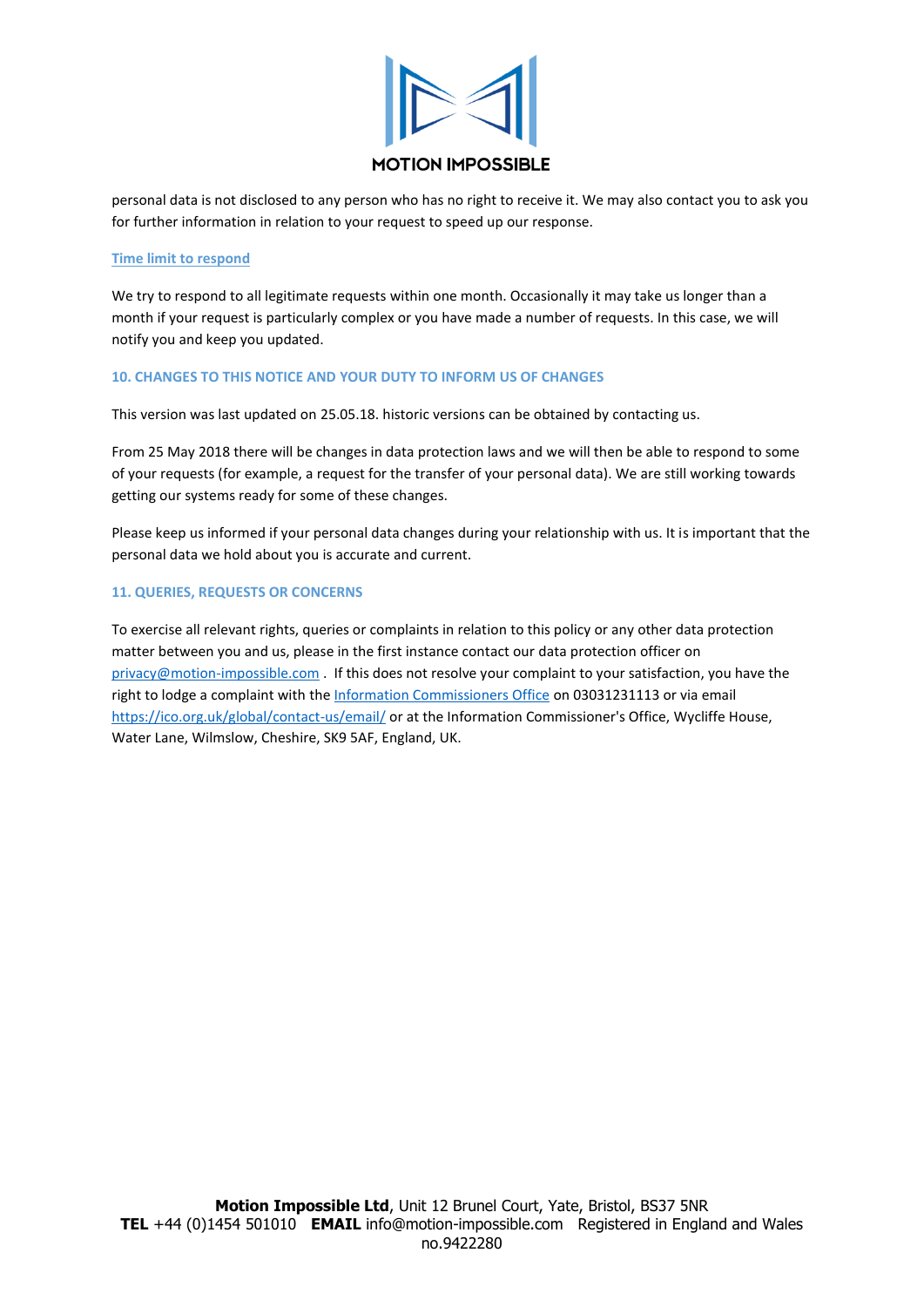personal data is not disclosed to any person who has no right to receive it. We may also contact you to ask you for further information in relation to your request to speed up our response.

### Time limit to respond

We try to respond to all legitimate requests within one month. Occasionally it may take us longer than a month if your request is particularly complex or you have made a number of requests. In this case, we will notify you and keep you updated.

## 10. CHANGES TO THIS NOTICE AND YOUR DUTY TO INFORM US OF CHANGES

This version was last updated on 25.05.18. historic versions can be obtained by contacting us.

From 25 May 2018 there will be changes in data protection laws and we will then be able to respond to some of your requests (for example, a request for the transfer of your personal data). We are still working towards getting our systems ready for some of these changes.

Please keep us informed if your personal data changes during your relationship with us. It is important that the personal data we hold about you is accurate and current.

## 11. QUERIES, REQUESTS OR CONCERNS

To exercise all relevant rights, queries or complaints in relation to this policy or any other data protection matter between you and us, please in the first instance contact our data protection officer on privacy@motion-impossible.com . If this does not resolve your complaint to your satisfaction, you have the right to lodge a complaint with the Information Commissioners Office on 03031231113 or via email https://ico.org.uk/global/contact-us/email/ or at the Information Commissioner's Office, Wycliffe House, Water Lane, Wilmslow, Cheshire, SK9 5AF, England, UK.